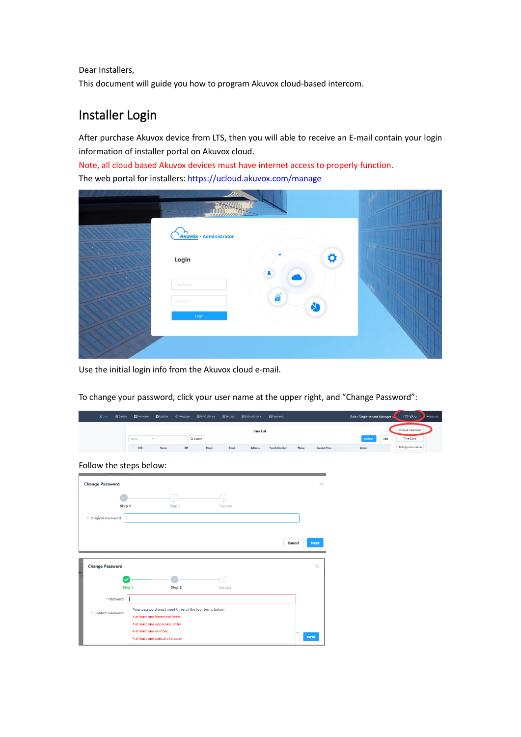Dear Installers,

This document will guide you how to program Akuvox cloud-based intercom.

## Installer Login

After purchase Akuvox device from LTS, then you will able to receive an E-mail contain your login information of installer portal on Akuvox cloud.

Note, all cloud based Akuvox devices must have internet access to properly function.

The web portal for installers: https://ucloud.akuvox.com/manage

Use the initial login info from the Akuvox cloud e-mail.

To change your password, click your user name at the upper right, and "Change Password":

Follow the steps below: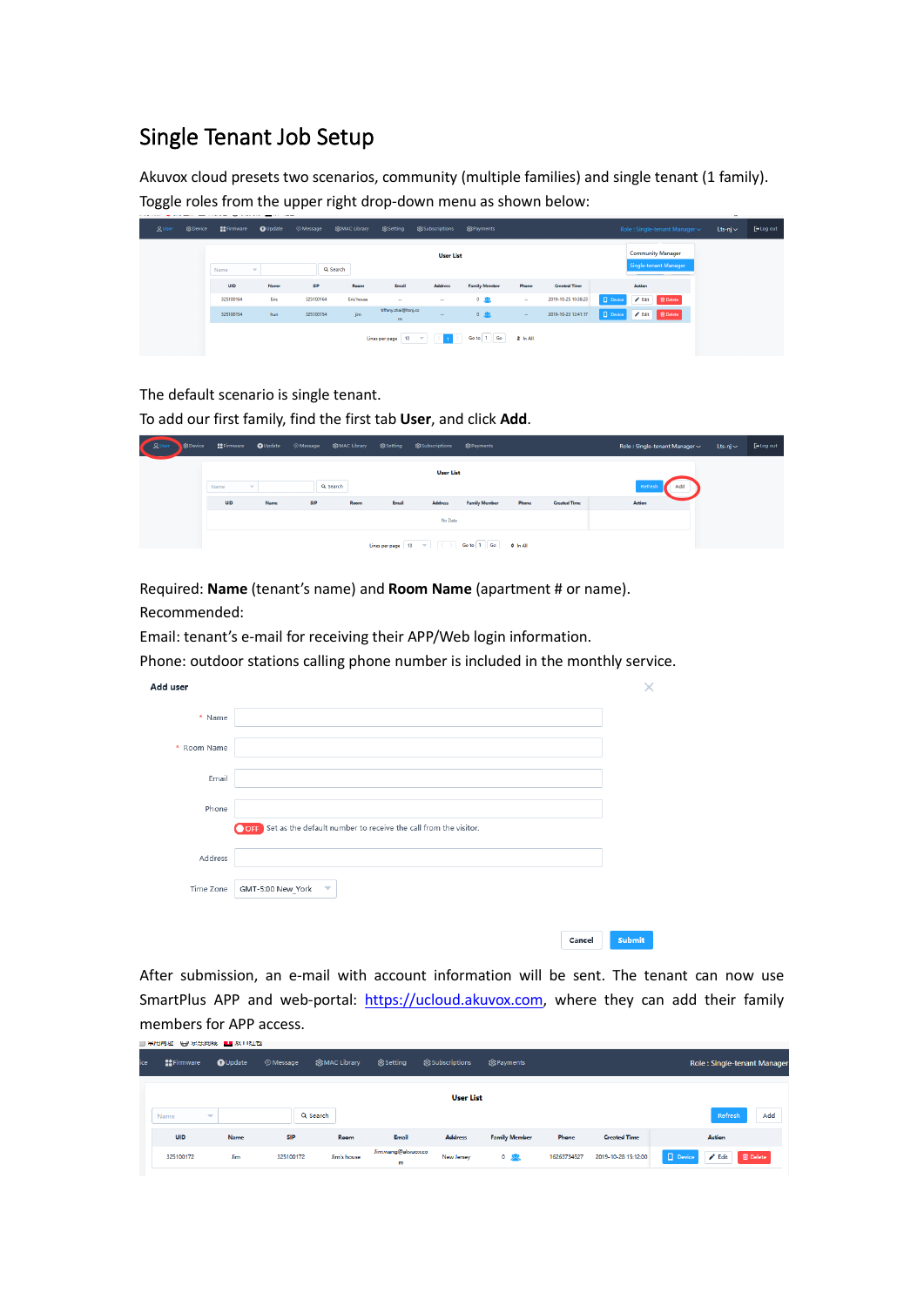# Single Tenant Job Setup

Akuvox cloud presets two scenarios, community (multiple families) and single tenant (1 family). Toggle roles from the upper right drop-down menu as shown below:

The default scenario is single tenant.

To add our first family, find the first tab **User**, and click **Add**.

Required: **Name** (tenant's name) and **Room Name** (apartment # or name).

Recommended:

Email: tenant's e-mail for receiving their APP/Web login information.

Phone: outdoor stations calling phone number is included in the monthly service.

After submission, an e-mail with account information will be sent. The tenant can now use SmartPlus APP and web-portal: https://ucloud.akuvox.com, where they can add their family members for APP access.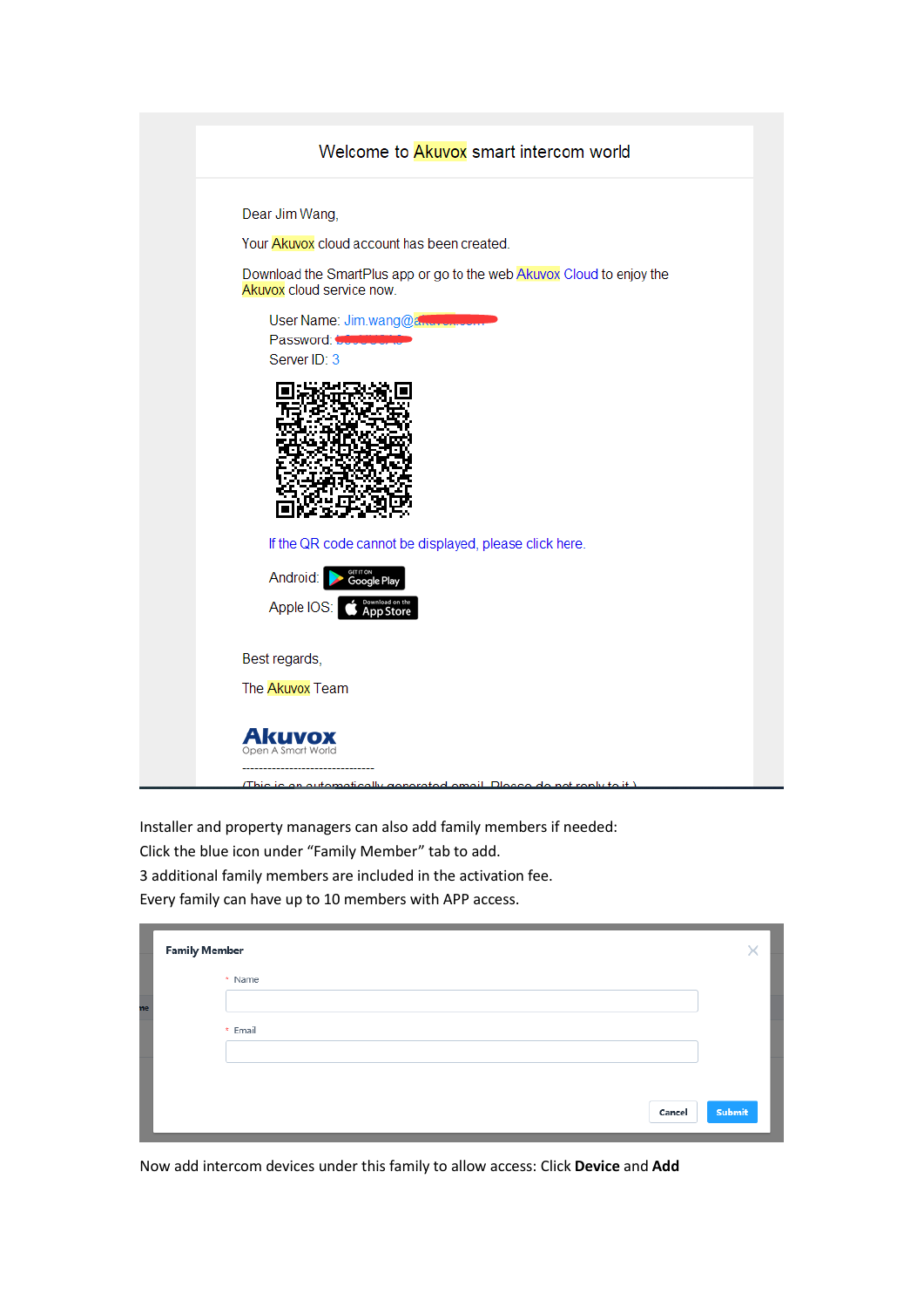Welcome to Akuvox smart intercom world

Dear Jim Wang,

Your Akuvox cloud account has been created.

Download the SmartPlus app or go to the web Akuvox Cloud to enjoy the Akuvox cloud service now.

User Name: Jim.wang@
Password:
Server ID: 3

If the QR code cannot be displayed, please click here.

Android:

Apple IOS:

Best regards,

The Akuvox Team

Akuvox
Open A Smart World

--------------------------------

(This is an automatically generated email. Please do not reply to it.)

Installer and property managers can also add family members if needed:
Click the blue icon under "Family Member" tab to add.
3 additional family members are included in the activation fee.
Every family can have up to 10 members with APP access.

**Family Member**

\* Name

\* Email

Cancel | Submit

Now add intercom devices under this family to allow access: Click **Device** and **Add**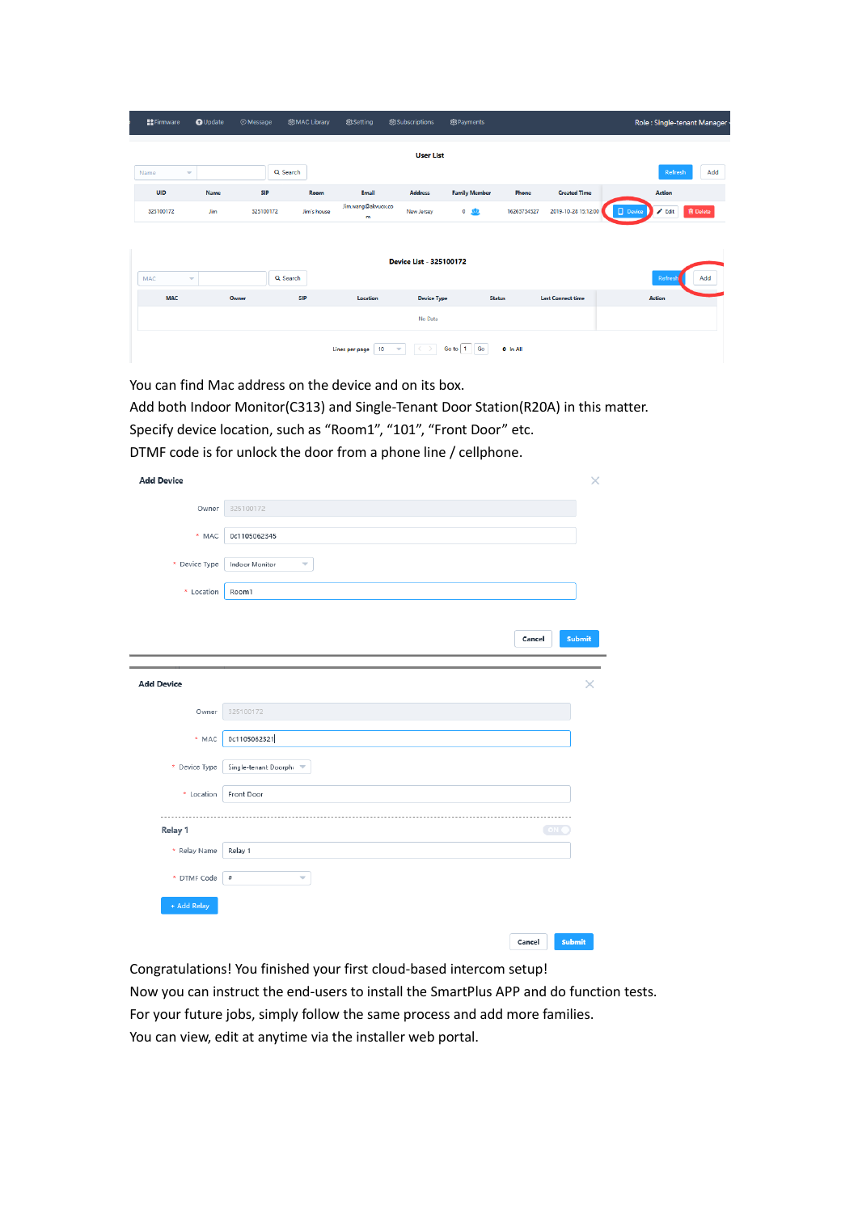You can find Mac address on the device and on its box.
Add both Indoor Monitor(C313) and Single-Tenant Door Station(R20A) in this matter.
Specify device location, such as “Room1”, “101”, “Front Door” etc.
DTMF code is for unlock the door from a phone line / cellphone.

Congratulations! You finished your first cloud-based intercom setup!
Now you can instruct the end-users to install the SmartPlus APP and do function tests.
For your future jobs, simply follow the same process and add more families.
You can view, edit at anytime via the installer web portal.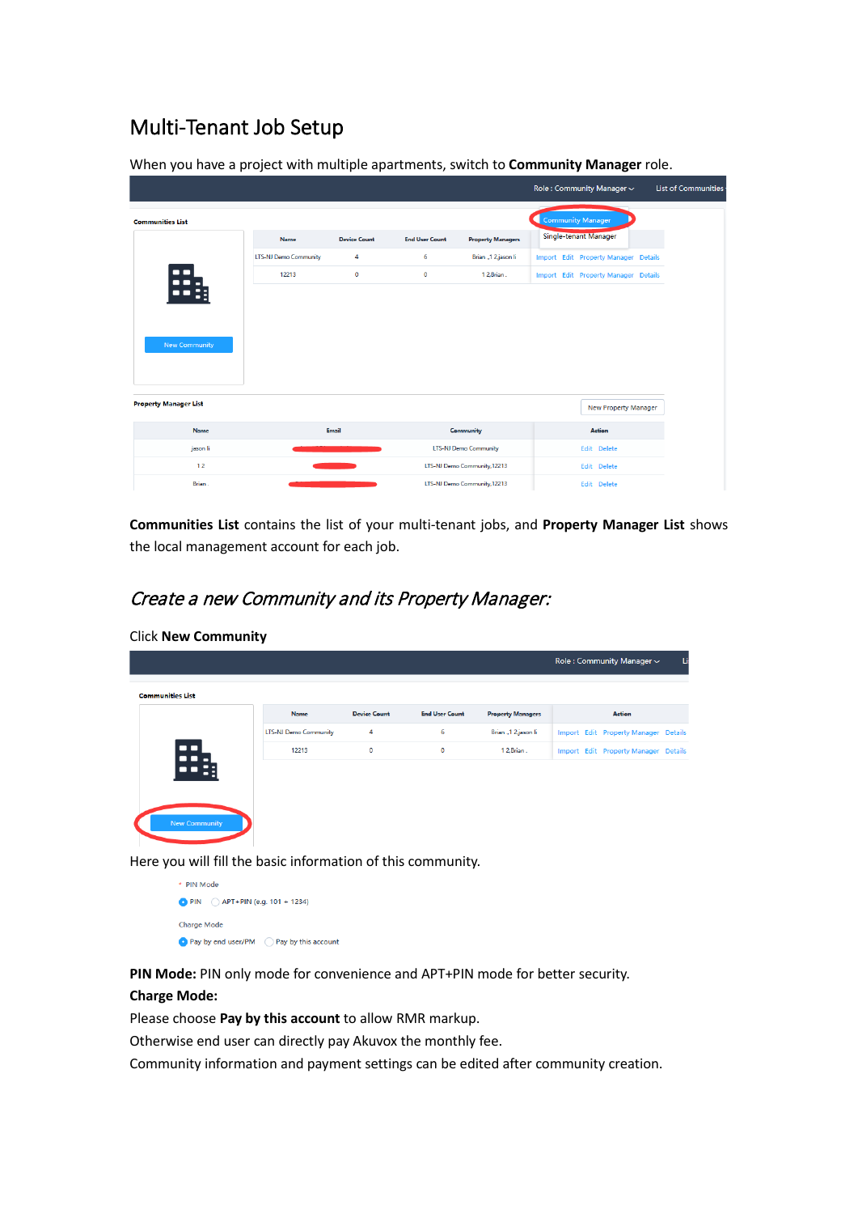# Multi-Tenant Job Setup

When you have a project with multiple apartments, switch to **Community Manager** role.

**Communities List** contains the list of your multi-tenant jobs, and **Property Manager List** shows the local management account for each job.

## *Create a new Community and its Property Manager:*

Click **New Community**

Here you will fill the basic information of this community.

**PIN Mode:** PIN only mode for convenience and APT+PIN mode for better security.

**Charge Mode:**

Please choose **Pay by this account** to allow RMR markup.

Otherwise end user can directly pay Akuvox the monthly fee.

Community information and payment settings can be edited after community creation.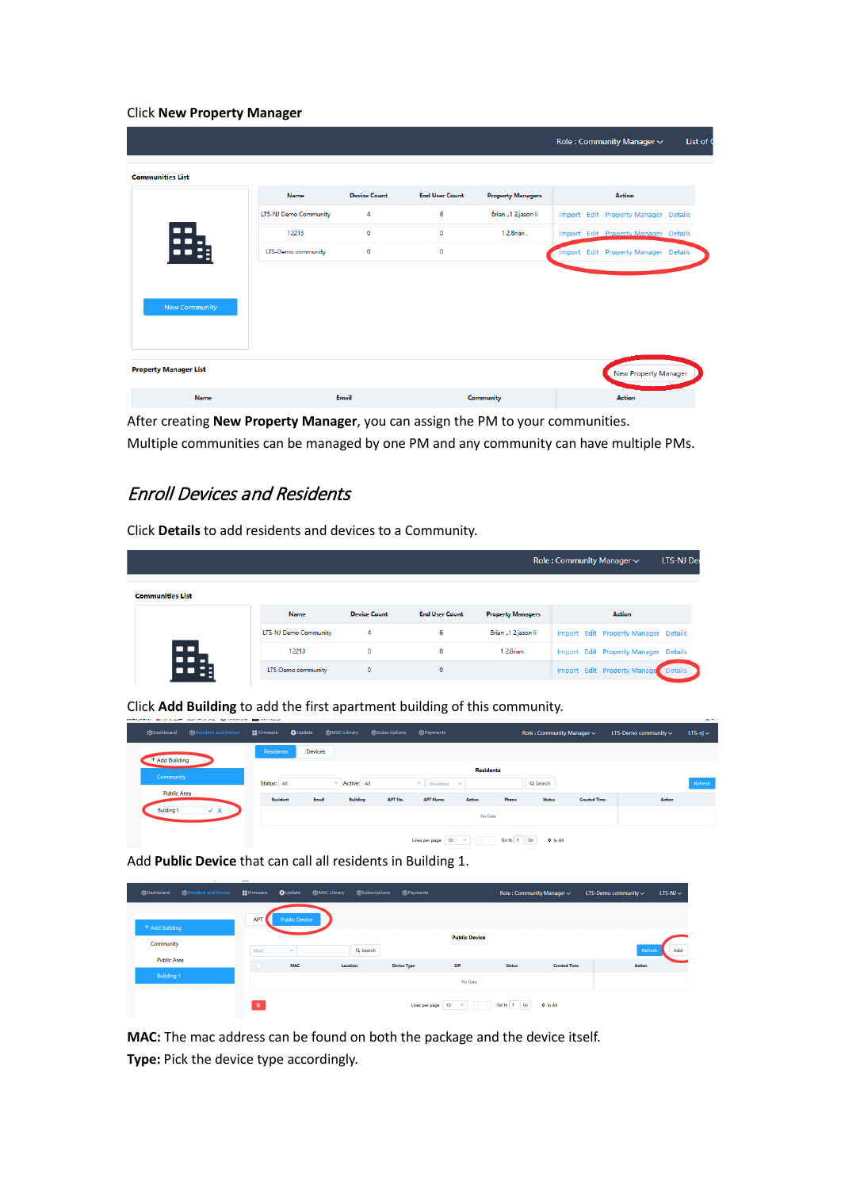Click **New Property Manager**

After creating **New Property Manager**, you can assign the PM to your communities. Multiple communities can be managed by one PM and any community can have multiple PMs.

## *Enroll Devices and Residents*

Click **Details** to add residents and devices to a Community.

Click **Add Building** to add the first apartment building of this community.

Add **Public Device** that can call all residents in Building 1.

**MAC:** The mac address can be found on both the package and the device itself.

**Type:** Pick the device type accordingly.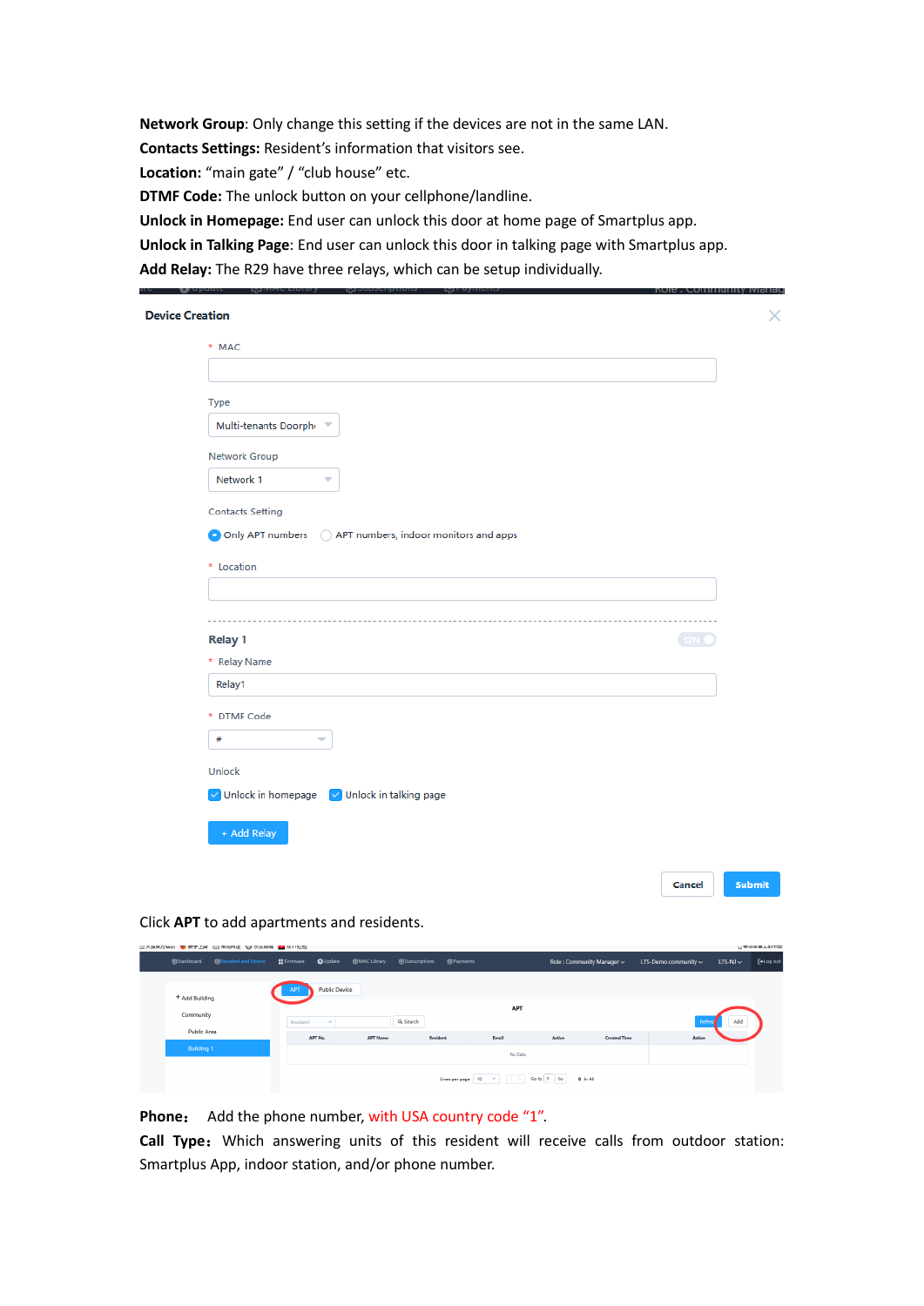**Network Group**: Only change this setting if the devices are not in the same LAN.
**Contacts Settings:** Resident's information that visitors see.
**Location:** "main gate" / "club house" etc.
**DTMF Code:** The unlock button on your cellphone/landline.
**Unlock in Homepage:** End user can unlock this door at home page of Smartplus app.
**Unlock in Talking Page**: End user can unlock this door in talking page with Smartplus app.
**Add Relay:** The R29 have three relays, which can be setup individually.

Click **APT** to add apartments and residents.

**Phone:** Add the phone number, with USA country code "1".
**Call Type:** Which answering units of this resident will receive calls from outdoor station: Smartplus App, indoor station, and/or phone number.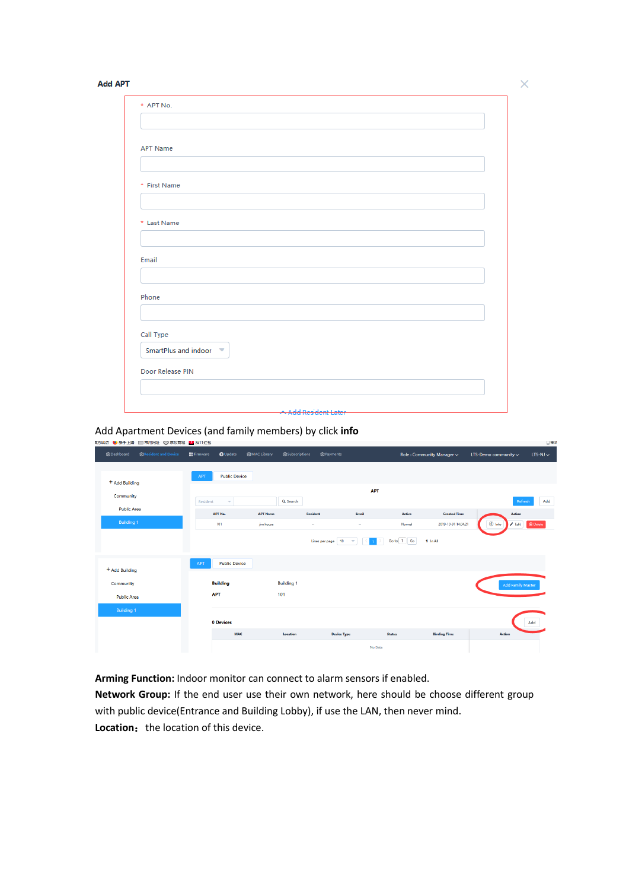Add APT

\* APT No.

APT Name

\* First Name

\* Last Name

Email

Phone

Call Type

SmartPlus and indoor

Door Release PIN

Add Resident Later

Add Apartment Devices (and family members) by click **info**

**Arming Function:** Indoor monitor can connect to alarm sensors if enabled.

**Network Group:** If the end user use their own network, here should be choose different group with public device(Entrance and Building Lobby), if use the LAN, then never mind.

**Location：** the location of this device.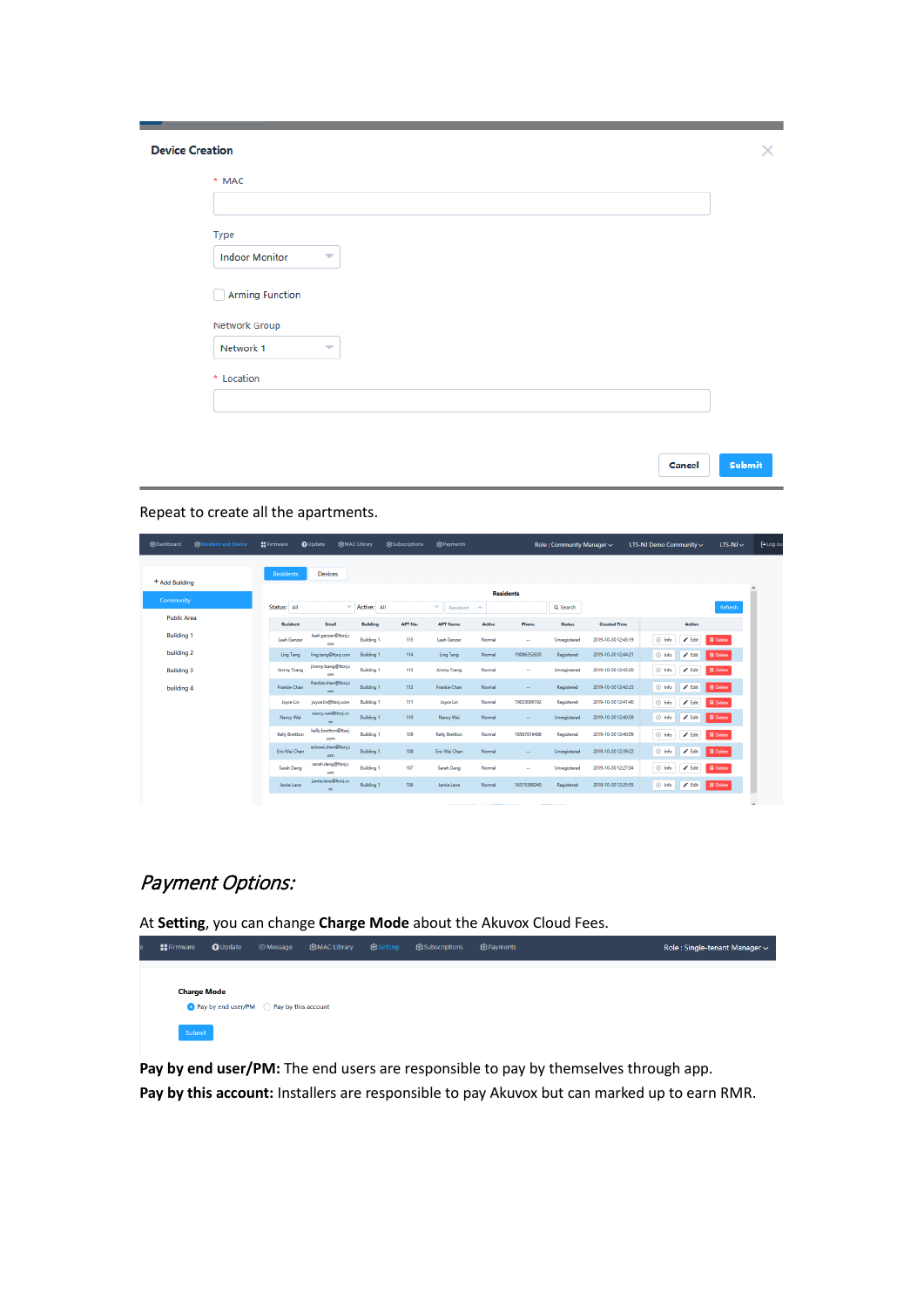Repeat to create all the apartments.

*Payment Options:*

At **Setting**, you can change **Charge Mode** about the Akuvox Cloud Fees.

**Pay by end user/PM:** The end users are responsible to pay by themselves through app.

**Pay by this account:** Installers are responsible to pay Akuvox but can marked up to earn RMR.